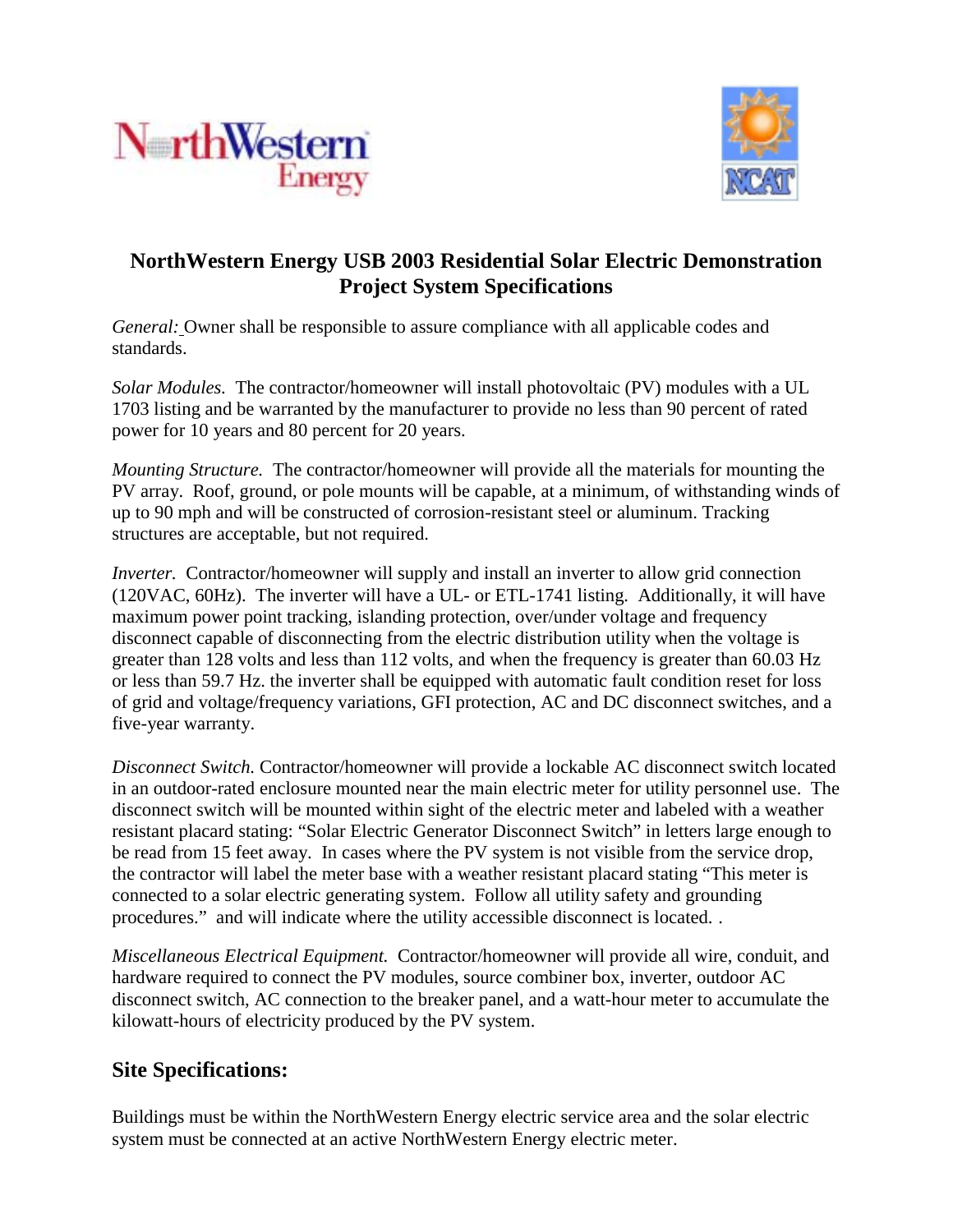# NorthWestern Energy USB 2003 Residential Solar Electric Demonstration Project System Specifications

*General:* Owner shall be responsible to assure compliance with all applicable codes and standards.

*Solar Modules.* The contractor/homeowner will install photovoltaic (PV) modules with a UL 1703 listing and be warranted by the manufacturer to provide no less than 90 percent of rated power for 10 years and 80 percent for 20 years.

*Mounting Structure.* The contractor/homeowner will provide all the materials for mounting the PV array. Roof, ground, or pole mounts will be capable, at a minimum, of withstanding winds of up to 90 mph and will be constructed of corrosion-resistant steel or aluminum. Tracking structures are acceptable, but not required.

*Inverter.* Contractor/homeowner will supply and install an inverter to allow grid connection (120VAC, 60Hz). The inverter will have a UL- or ETL-1741 listing. Additionally, it will have maximum power point tracking, islanding protection, over/under voltage and frequency disconnect capable of disconnecting from the electric distribution utility when the voltage is greater than 128 volts and less than 112 volts, and when the frequency is greater than 60.03 Hz or less than 59.7 Hz. the inverter shall be equipped with automatic fault condition reset for loss of grid and voltage/frequency variations, GFI protection, AC and DC disconnect switches, and a five-year warranty.

*Disconnect Switch.* Contractor/homeowner will provide a lockable AC disconnect switch located in an outdoor-rated enclosure mounted near the main electric meter for utility personnel use. The disconnect switch will be mounted within sight of the electric meter and labeled with a weather resistant placard stating: "Solar Electric Generator Disconnect Switch" in letters large enough to be read from 15 feet away. In cases where the PV system is not visible from the service drop, the contractor will label the meter base with a weather resistant placard stating "This meter is connected to a solar electric generating system. Follow all utility safety and grounding procedures." and will indicate where the utility accessible disconnect is located. .

*Miscellaneous Electrical Equipment.* Contractor/homeowner will provide all wire, conduit, and hardware required to connect the PV modules, source combiner box, inverter, outdoor AC disconnect switch, AC connection to the breaker panel, and a watt-hour meter to accumulate the kilowatt-hours of electricity produced by the PV system.

## Site Specifications:

Buildings must be within the NorthWestern Energy electric service area and the solar electric system must be connected at an active NorthWestern Energy electric meter.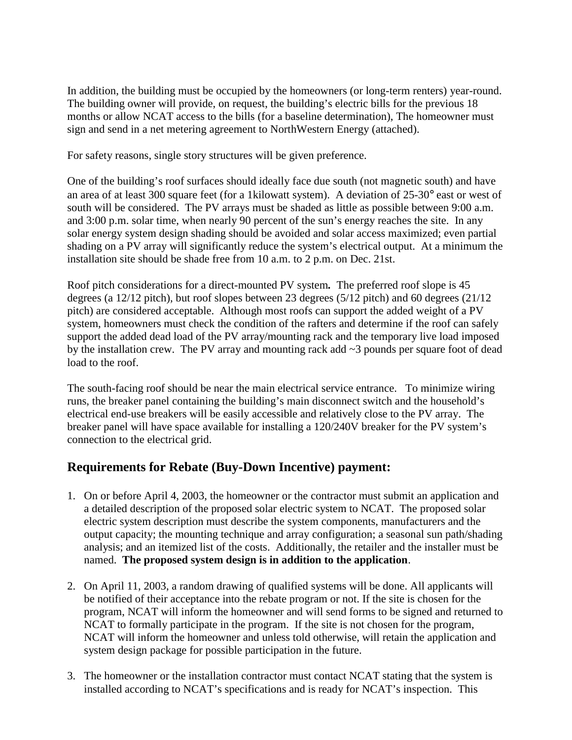In addition, the building must be occupied by the homeowners (or long-term renters) year-round. The building owner will provide, on request, the building's electric bills for the previous 18 months or allow NCAT access to the bills (for a baseline determination), The homeowner must sign and send in a net metering agreement to NorthWestern Energy (attached).

For safety reasons, single story structures will be given preference.

One of the building's roof surfaces should ideally face due south (not magnetic south) and have an area of at least 300 square feet (for a 1kilowatt system). A deviation of 25-30° east or west of south will be considered. The PV arrays must be shaded as little as possible between 9:00 a.m. and 3:00 p.m. solar time, when nearly 90 percent of the sun's energy reaches the site. In any solar energy system design shading should be avoided and solar access maximized; even partial shading on a PV array will significantly reduce the system's electrical output. At a minimum the installation site should be shade free from 10 a.m. to 2 p.m. on Dec. 21st.

Roof pitch considerations for a direct-mounted PV system**.** The preferred roof slope is 45 degrees (a 12/12 pitch), but roof slopes between 23 degrees (5/12 pitch) and 60 degrees (21/12 pitch) are considered acceptable. Although most roofs can support the added weight of a PV system, homeowners must check the condition of the rafters and determine if the roof can safely support the added dead load of the PV array/mounting rack and the temporary live load imposed by the installation crew. The PV array and mounting rack add ~3 pounds per square foot of dead load to the roof.

The south-facing roof should be near the main electrical service entrance. To minimize wiring runs, the breaker panel containing the building's main disconnect switch and the household's electrical end-use breakers will be easily accessible and relatively close to the PV array. The breaker panel will have space available for installing a 120/240V breaker for the PV system's connection to the electrical grid.

## Requirements for Rebate (Buy-Down Incentive) payment:

1. On or before April 4, 2003, the homeowner or the contractor must submit an application and a detailed description of the proposed solar electric system to NCAT. The proposed solar electric system description must describe the system components, manufacturers and the output capacity; the mounting technique and array configuration; a seasonal sun path/shading analysis; and an itemized list of the costs. Additionally, the retailer and the installer must be named. **The proposed system design is in addition to the application**.

2. On April 11, 2003, a random drawing of qualified systems will be done. All applicants will be notified of their acceptance into the rebate program or not. If the site is chosen for the program, NCAT will inform the homeowner and will send forms to be signed and returned to NCAT to formally participate in the program. If the site is not chosen for the program, NCAT will inform the homeowner and unless told otherwise, will retain the application and system design package for possible participation in the future.

3. The homeowner or the installation contractor must contact NCAT stating that the system is installed according to NCAT's specifications and is ready for NCAT's inspection. This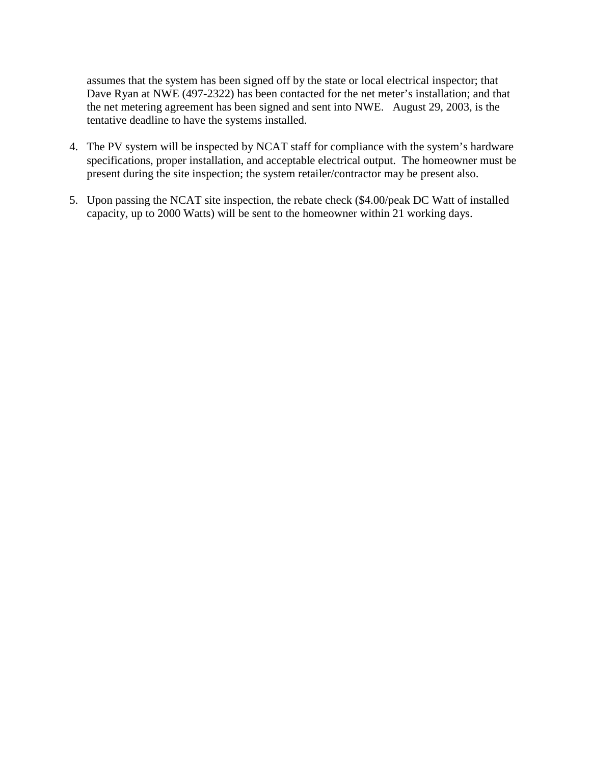assumes that the system has been signed off by the state or local electrical inspector; that Dave Ryan at NWE (497-2322) has been contacted for the net meter's installation; and that the net metering agreement has been signed and sent into NWE. August 29, 2003, is the tentative deadline to have the systems installed.

4. The PV system will be inspected by NCAT staff for compliance with the system's hardware specifications, proper installation, and acceptable electrical output. The homeowner must be present during the site inspection; the system retailer/contractor may be present also.

5. Upon passing the NCAT site inspection, the rebate check ($4.00/peak DC Watt of installed capacity, up to 2000 Watts) will be sent to the homeowner within 21 working days.